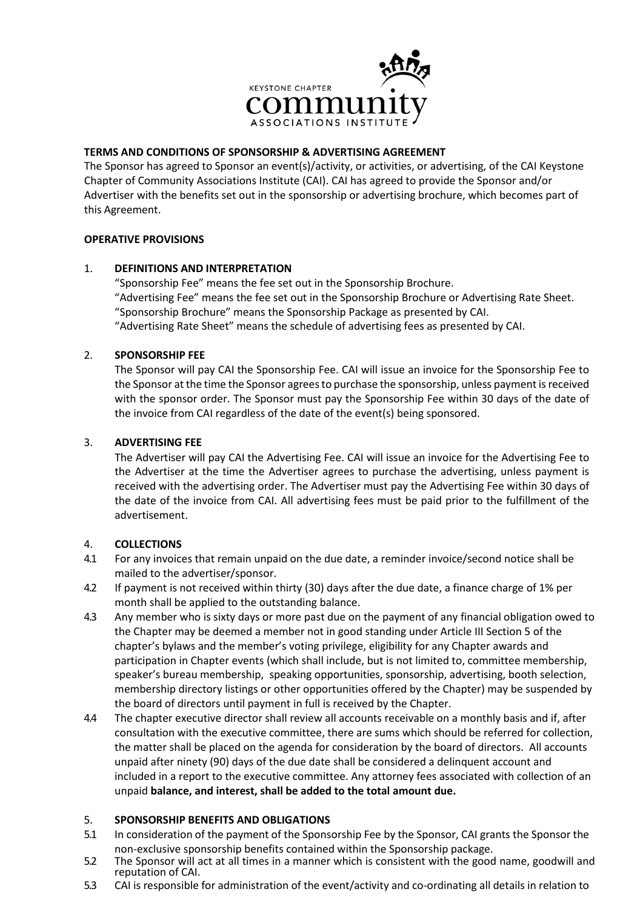KEYSTONE CHAPTER
community
ASSOCIATIONS INSTITUTE

**TERMS AND CONDITIONS OF SPONSORSHIP & ADVERTISING AGREEMENT**

The Sponsor has agreed to Sponsor an event(s)/activity, or activities, or advertising, of the CAI Keystone Chapter of Community Associations Institute (CAI). CAI has agreed to provide the Sponsor and/or Advertiser with the benefits set out in the sponsorship or advertising brochure, which becomes part of this Agreement.

**OPERATIVE PROVISIONS**

1. **DEFINITIONS AND INTERPRETATION**

   "Sponsorship Fee" means the fee set out in the Sponsorship Brochure.
   "Advertising Fee" means the fee set out in the Sponsorship Brochure or Advertising Rate Sheet.
   "Sponsorship Brochure" means the Sponsorship Package as presented by CAI.
   "Advertising Rate Sheet" means the schedule of advertising fees as presented by CAI.

2. **SPONSORSHIP FEE**

   The Sponsor will pay CAI the Sponsorship Fee. CAI will issue an invoice for the Sponsorship Fee to the Sponsor at the time the Sponsor agrees to purchase the sponsorship, unless payment is received with the sponsor order. The Sponsor must pay the Sponsorship Fee within 30 days of the date of the invoice from CAI regardless of the date of the event(s) being sponsored.

3. **ADVERTISING FEE**

   The Advertiser will pay CAI the Advertising Fee. CAI will issue an invoice for the Advertising Fee to the Advertiser at the time the Advertiser agrees to purchase the advertising, unless payment is received with the advertising order. The Advertiser must pay the Advertising Fee within 30 days of the date of the invoice from CAI. All advertising fees must be paid prior to the fulfillment of the advertisement.

4. **COLLECTIONS**

4.1 For any invoices that remain unpaid on the due date, a reminder invoice/second notice shall be mailed to the advertiser/sponsor.

4.2 If payment is not received within thirty (30) days after the due date, a finance charge of 1% per month shall be applied to the outstanding balance.

4.3 Any member who is sixty days or more past due on the payment of any financial obligation owed to the Chapter may be deemed a member not in good standing under Article III Section 5 of the chapter's bylaws and the member's voting privilege, eligibility for any Chapter awards and participation in Chapter events (which shall include, but is not limited to, committee membership, speaker's bureau membership, speaking opportunities, sponsorship, advertising, booth selection, membership directory listings or other opportunities offered by the Chapter) may be suspended by the board of directors until payment in full is received by the Chapter.

4.4 The chapter executive director shall review all accounts receivable on a monthly basis and if, after consultation with the executive committee, there are sums which should be referred for collection, the matter shall be placed on the agenda for consideration by the board of directors. All accounts unpaid after ninety (90) days of the due date shall be considered a delinquent account and included in a report to the executive committee. Any attorney fees associated with collection of an unpaid **balance, and interest, shall be added to the total amount due.**

5. **SPONSORSHIP BENEFITS AND OBLIGATIONS**

5.1 In consideration of the payment of the Sponsorship Fee by the Sponsor, CAI grants the Sponsor the non-exclusive sponsorship benefits contained within the Sponsorship package.

5.2 The Sponsor will act at all times in a manner which is consistent with the good name, goodwill and reputation of CAI.

5.3 CAI is responsible for administration of the event/activity and co-ordinating all details in relation to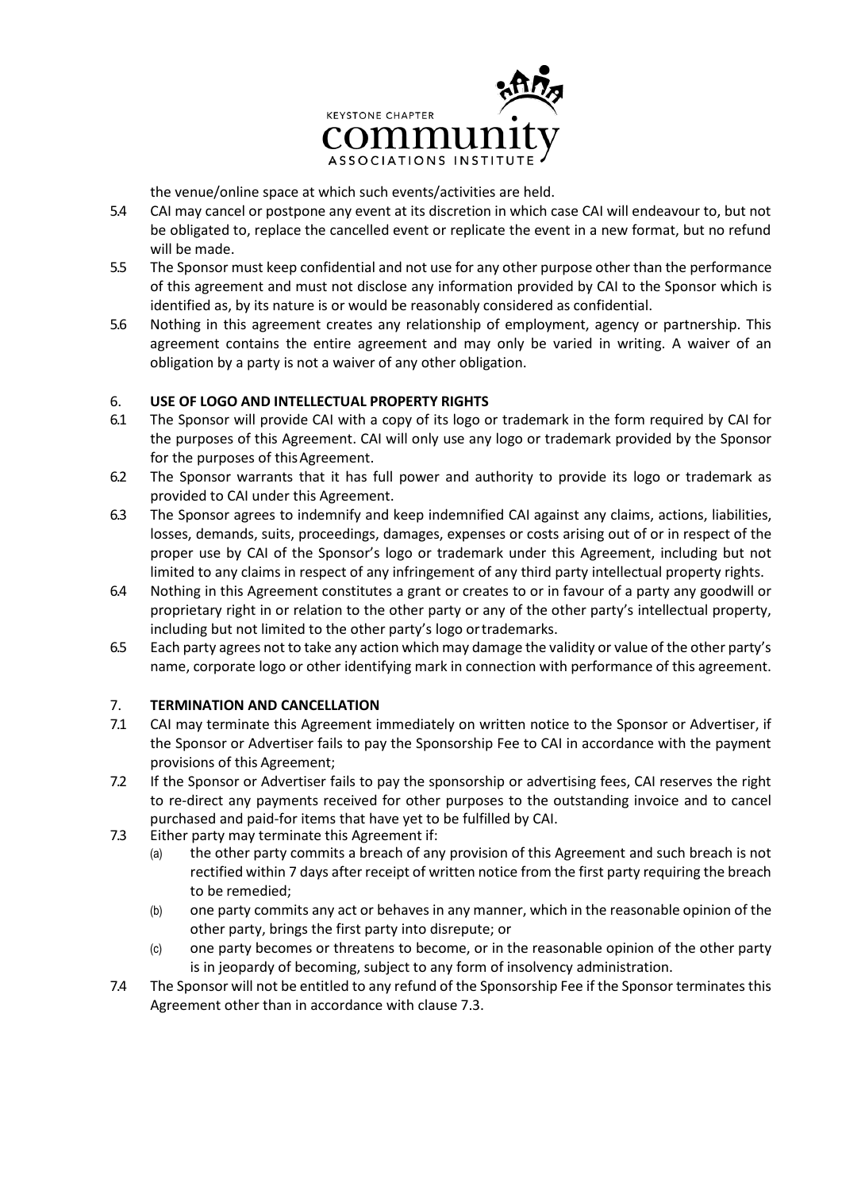the venue/online space at which such events/activities are held.

5.4 CAI may cancel or postpone any event at its discretion in which case CAI will endeavour to, but not be obligated to, replace the cancelled event or replicate the event in a new format, but no refund will be made.

5.5 The Sponsor must keep confidential and not use for any other purpose other than the performance of this agreement and must not disclose any information provided by CAI to the Sponsor which is identified as, by its nature is or would be reasonably considered as confidential.

5.6 Nothing in this agreement creates any relationship of employment, agency or partnership. This agreement contains the entire agreement and may only be varied in writing. A waiver of an obligation by a party is not a waiver of any other obligation.

## 6. USE OF LOGO AND INTELLECTUAL PROPERTY RIGHTS

6.1 The Sponsor will provide CAI with a copy of its logo or trademark in the form required by CAI for the purposes of this Agreement. CAI will only use any logo or trademark provided by the Sponsor for the purposes of this Agreement.

6.2 The Sponsor warrants that it has full power and authority to provide its logo or trademark as provided to CAI under this Agreement.

6.3 The Sponsor agrees to indemnify and keep indemnified CAI against any claims, actions, liabilities, losses, demands, suits, proceedings, damages, expenses or costs arising out of or in respect of the proper use by CAI of the Sponsor's logo or trademark under this Agreement, including but not limited to any claims in respect of any infringement of any third party intellectual property rights.

6.4 Nothing in this Agreement constitutes a grant or creates to or in favour of a party any goodwill or proprietary right in or relation to the other party or any of the other party's intellectual property, including but not limited to the other party's logo or trademarks.

6.5 Each party agrees not to take any action which may damage the validity or value of the other party's name, corporate logo or other identifying mark in connection with performance of this agreement.

## 7. TERMINATION AND CANCELLATION

7.1 CAI may terminate this Agreement immediately on written notice to the Sponsor or Advertiser, if the Sponsor or Advertiser fails to pay the Sponsorship Fee to CAI in accordance with the payment provisions of this Agreement;

7.2 If the Sponsor or Advertiser fails to pay the sponsorship or advertising fees, CAI reserves the right to re-direct any payments received for other purposes to the outstanding invoice and to cancel purchased and paid-for items that have yet to be fulfilled by CAI.

7.3 Either party may terminate this Agreement if:

(a) the other party commits a breach of any provision of this Agreement and such breach is not rectified within 7 days after receipt of written notice from the first party requiring the breach to be remedied;

(b) one party commits any act or behaves in any manner, which in the reasonable opinion of the other party, brings the first party into disrepute; or

(c) one party becomes or threatens to become, or in the reasonable opinion of the other party is in jeopardy of becoming, subject to any form of insolvency administration.

7.4 The Sponsor will not be entitled to any refund of the Sponsorship Fee if the Sponsor terminates this Agreement other than in accordance with clause 7.3.